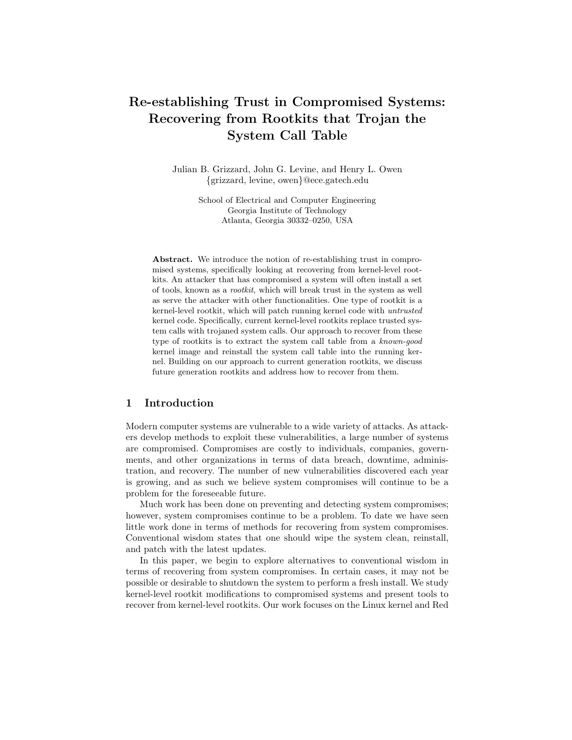# Re-establishing Trust in Compromised Systems: Recovering from Rootkits that Trojan the System Call Table

Julian B. Grizzard, John G. Levine, and Henry L. Owen
{grizzard, levine, owen}@ece.gatech.edu

School of Electrical and Computer Engineering
Georgia Institute of Technology
Atlanta, Georgia 30332–0250, USA

**Abstract.** We introduce the notion of re-establishing trust in compromised systems, specifically looking at recovering from kernel-level rootkits. An attacker that has compromised a system will often install a set of tools, known as a *rootkit*, which will break trust in the system as well as serve the attacker with other functionalities. One type of rootkit is a kernel-level rootkit, which will patch running kernel code with *untrusted* kernel code. Specifically, current kernel-level rootkits replace trusted system calls with trojaned system calls. Our approach to recover from these type of rootkits is to extract the system call table from a *known-good* kernel image and reinstall the system call table into the running kernel. Building on our approach to current generation rootkits, we discuss future generation rootkits and address how to recover from them.

## 1 Introduction

Modern computer systems are vulnerable to a wide variety of attacks. As attackers develop methods to exploit these vulnerabilities, a large number of systems are compromised. Compromises are costly to individuals, companies, governments, and other organizations in terms of data breach, downtime, administration, and recovery. The number of new vulnerabilities discovered each year is growing, and as such we believe system compromises will continue to be a problem for the foreseeable future.

Much work has been done on preventing and detecting system compromises; however, system compromises continue to be a problem. To date we have seen little work done in terms of methods for recovering from system compromises. Conventional wisdom states that one should wipe the system clean, reinstall, and patch with the latest updates.

In this paper, we begin to explore alternatives to conventional wisdom in terms of recovering from system compromises. In certain cases, it may not be possible or desirable to shutdown the system to perform a fresh install. We study kernel-level rootkit modifications to compromised systems and present tools to recover from kernel-level rootkits. Our work focuses on the Linux kernel and Red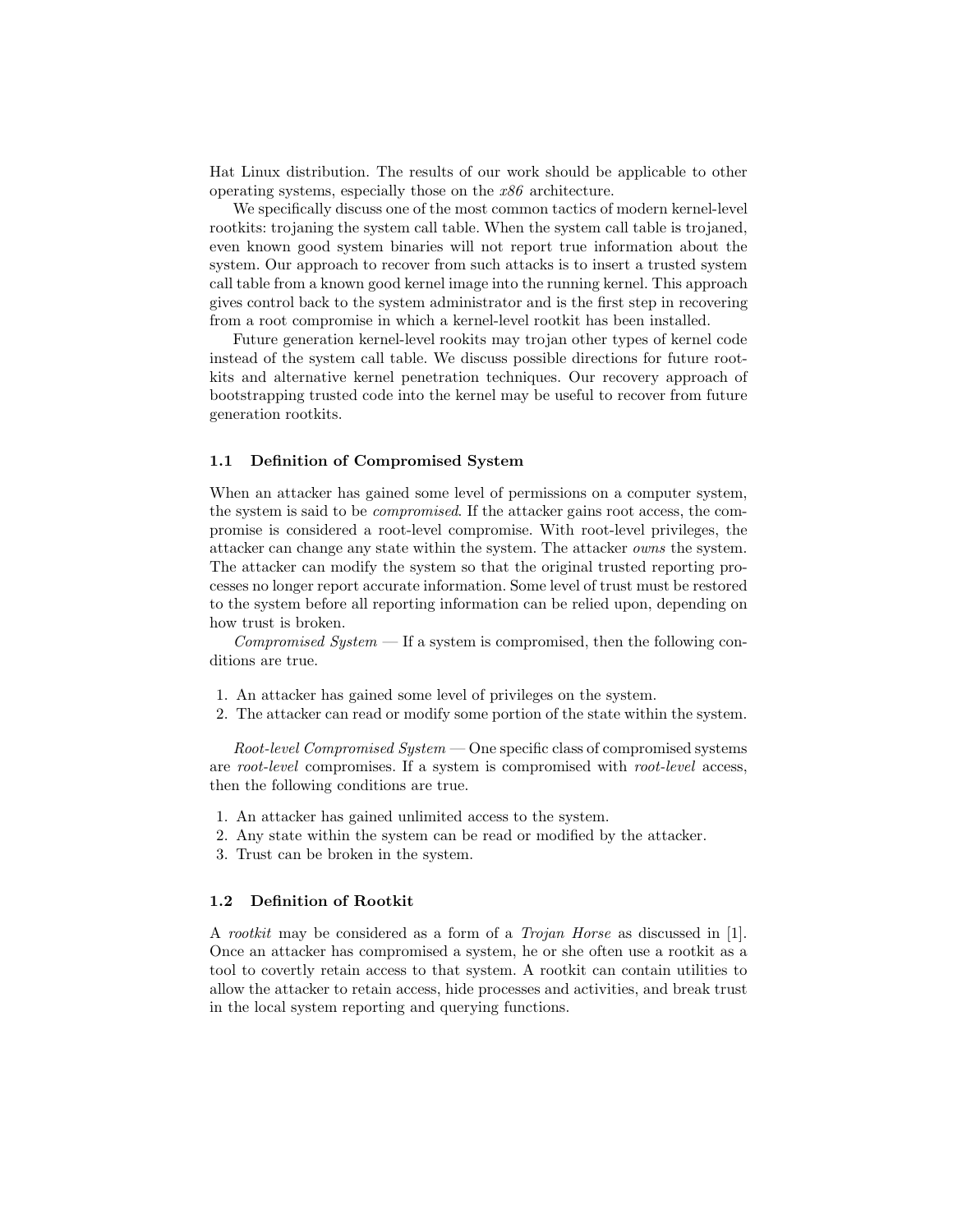Hat Linux distribution. The results of our work should be applicable to other operating systems, especially those on the *x86* architecture.

We specifically discuss one of the most common tactics of modern kernel-level rootkits: trojaning the system call table. When the system call table is trojaned, even known good system binaries will not report true information about the system. Our approach to recover from such attacks is to insert a trusted system call table from a known good kernel image into the running kernel. This approach gives control back to the system administrator and is the first step in recovering from a root compromise in which a kernel-level rootkit has been installed.

Future generation kernel-level rookits may trojan other types of kernel code instead of the system call table. We discuss possible directions for future rootkits and alternative kernel penetration techniques. Our recovery approach of bootstrapping trusted code into the kernel may be useful to recover from future generation rootkits.

### 1.1 Definition of Compromised System

When an attacker has gained some level of permissions on a computer system, the system is said to be *compromised*. If the attacker gains root access, the compromise is considered a root-level compromise. With root-level privileges, the attacker can change any state within the system. The attacker *owns* the system. The attacker can modify the system so that the original trusted reporting processes no longer report accurate information. Some level of trust must be restored to the system before all reporting information can be relied upon, depending on how trust is broken.

*Compromised System* — If a system is compromised, then the following conditions are true.

1. An attacker has gained some level of privileges on the system.
2. The attacker can read or modify some portion of the state within the system.

*Root-level Compromised System* — One specific class of compromised systems are *root-level* compromises. If a system is compromised with *root-level* access, then the following conditions are true.

1. An attacker has gained unlimited access to the system.
2. Any state within the system can be read or modified by the attacker.
3. Trust can be broken in the system.

### 1.2 Definition of Rootkit

A *rootkit* may be considered as a form of a *Trojan Horse* as discussed in [1]. Once an attacker has compromised a system, he or she often use a rootkit as a tool to covertly retain access to that system. A rootkit can contain utilities to allow the attacker to retain access, hide processes and activities, and break trust in the local system reporting and querying functions.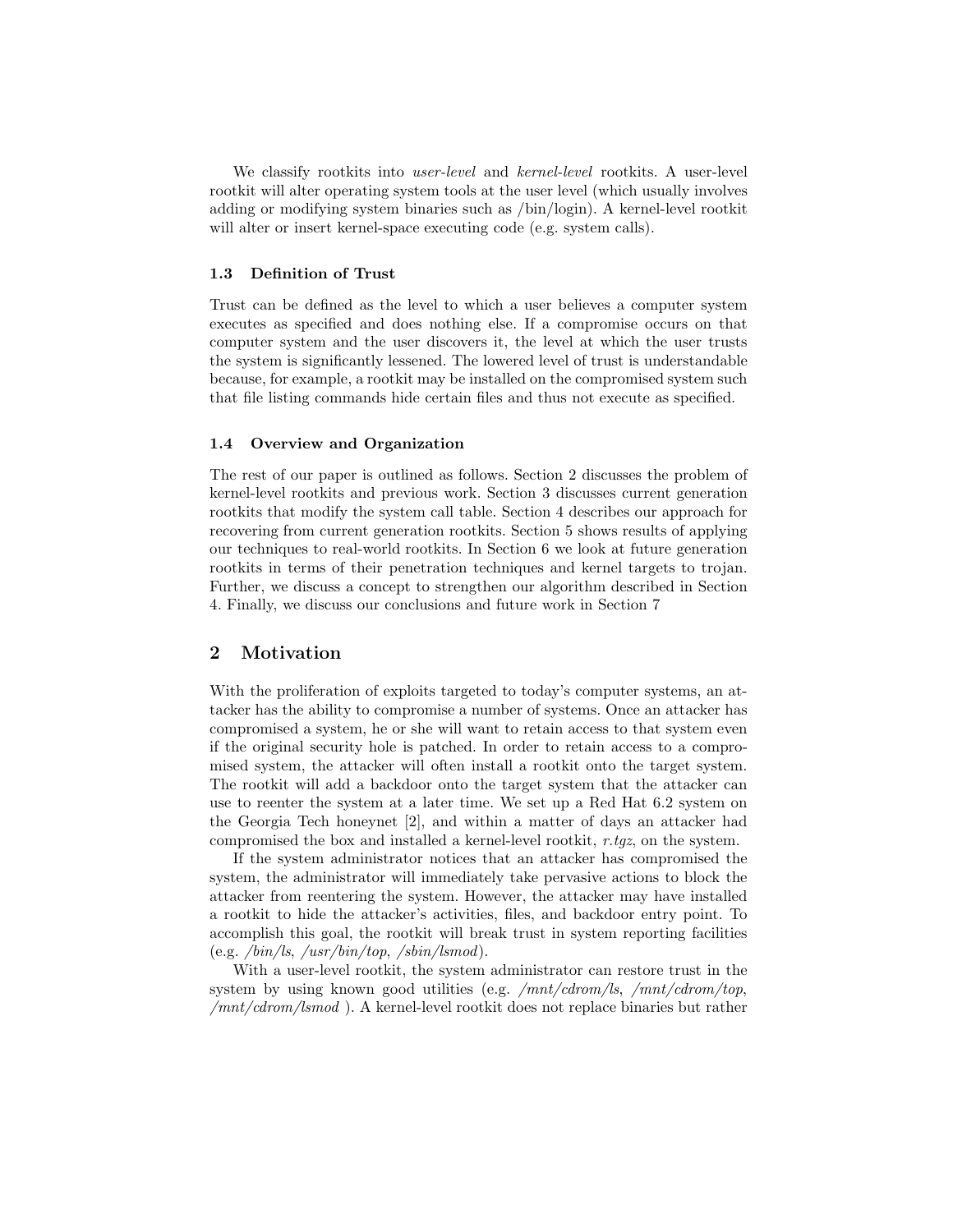We classify rootkits into *user-level* and *kernel-level* rootkits. A user-level rootkit will alter operating system tools at the user level (which usually involves adding or modifying system binaries such as /bin/login). A kernel-level rootkit will alter or insert kernel-space executing code (e.g. system calls).

### 1.3 Definition of Trust

Trust can be defined as the level to which a user believes a computer system executes as specified and does nothing else. If a compromise occurs on that computer system and the user discovers it, the level at which the user trusts the system is significantly lessened. The lowered level of trust is understandable because, for example, a rootkit may be installed on the compromised system such that file listing commands hide certain files and thus not execute as specified.

### 1.4 Overview and Organization

The rest of our paper is outlined as follows. Section 2 discusses the problem of kernel-level rootkits and previous work. Section 3 discusses current generation rootkits that modify the system call table. Section 4 describes our approach for recovering from current generation rootkits. Section 5 shows results of applying our techniques to real-world rootkits. In Section 6 we look at future generation rootkits in terms of their penetration techniques and kernel targets to trojan. Further, we discuss a concept to strengthen our algorithm described in Section 4. Finally, we discuss our conclusions and future work in Section 7

## 2 Motivation

With the proliferation of exploits targeted to today's computer systems, an attacker has the ability to compromise a number of systems. Once an attacker has compromised a system, he or she will want to retain access to that system even if the original security hole is patched. In order to retain access to a compromised system, the attacker will often install a rootkit onto the target system. The rootkit will add a backdoor onto the target system that the attacker can use to reenter the system at a later time. We set up a Red Hat 6.2 system on the Georgia Tech honeynet [2], and within a matter of days an attacker had compromised the box and installed a kernel-level rootkit, *r.tgz*, on the system.

If the system administrator notices that an attacker has compromised the system, the administrator will immediately take pervasive actions to block the attacker from reentering the system. However, the attacker may have installed a rootkit to hide the attacker's activities, files, and backdoor entry point. To accomplish this goal, the rootkit will break trust in system reporting facilities (e.g. */bin/ls*, */usr/bin/top*, */sbin/lsmod*).

With a user-level rootkit, the system administrator can restore trust in the system by using known good utilities (e.g. */mnt/cdrom/ls*, */mnt/cdrom/top*, */mnt/cdrom/lsmod* ). A kernel-level rootkit does not replace binaries but rather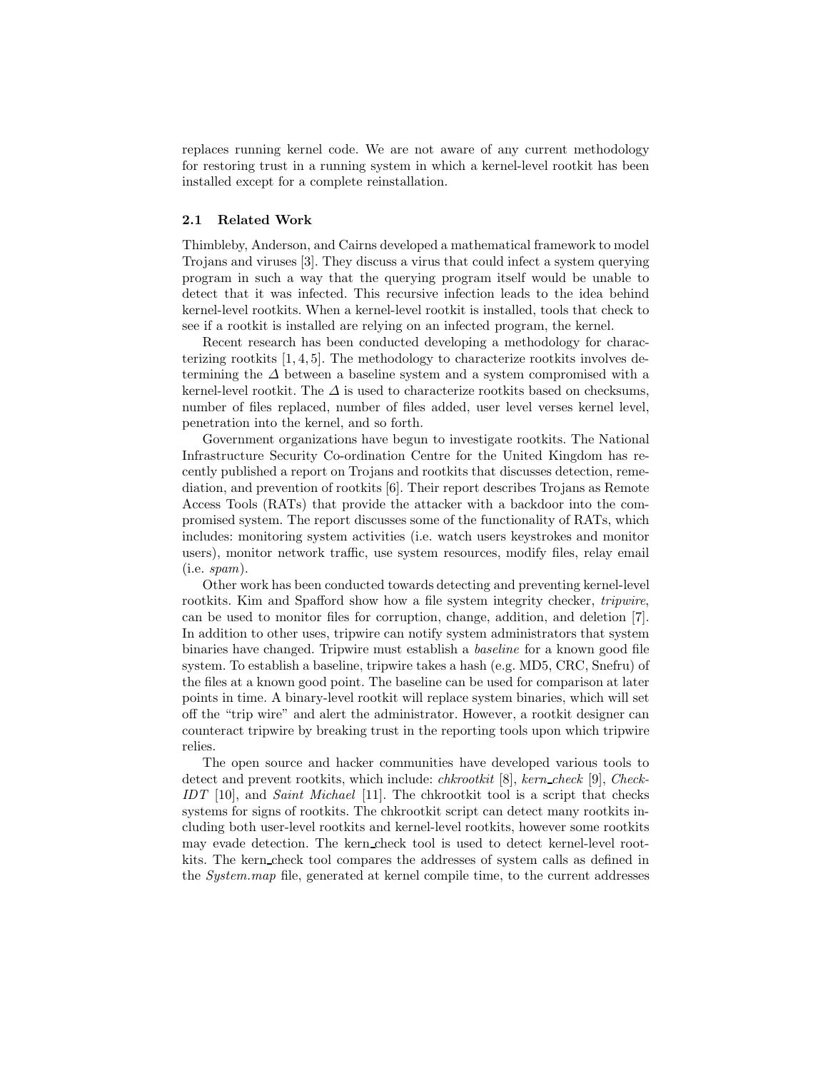replaces running kernel code. We are not aware of any current methodology for restoring trust in a running system in which a kernel-level rootkit has been installed except for a complete reinstallation.

### 2.1 Related Work

Thimbleby, Anderson, and Cairns developed a mathematical framework to model Trojans and viruses [3]. They discuss a virus that could infect a system querying program in such a way that the querying program itself would be unable to detect that it was infected. This recursive infection leads to the idea behind kernel-level rootkits. When a kernel-level rootkit is installed, tools that check to see if a rootkit is installed are relying on an infected program, the kernel.

Recent research has been conducted developing a methodology for characterizing rootkits [1, 4, 5]. The methodology to characterize rootkits involves determining the $\Delta$ between a baseline system and a system compromised with a kernel-level rootkit. The $\Delta$ is used to characterize rootkits based on checksums, number of files replaced, number of files added, user level verses kernel level, penetration into the kernel, and so forth.

Government organizations have begun to investigate rootkits. The National Infrastructure Security Co-ordination Centre for the United Kingdom has recently published a report on Trojans and rootkits that discusses detection, remediation, and prevention of rootkits [6]. Their report describes Trojans as Remote Access Tools (RATs) that provide the attacker with a backdoor into the compromised system. The report discusses some of the functionality of RATs, which includes: monitoring system activities (i.e. watch users keystrokes and monitor users), monitor network traffic, use system resources, modify files, relay email (i.e. *spam*).

Other work has been conducted towards detecting and preventing kernel-level rootkits. Kim and Spafford show how a file system integrity checker, *tripwire*, can be used to monitor files for corruption, change, addition, and deletion [7]. In addition to other uses, tripwire can notify system administrators that system binaries have changed. Tripwire must establish a *baseline* for a known good file system. To establish a baseline, tripwire takes a hash (e.g. MD5, CRC, Snefru) of the files at a known good point. The baseline can be used for comparison at later points in time. A binary-level rootkit will replace system binaries, which will set off the "trip wire" and alert the administrator. However, a rootkit designer can counteract tripwire by breaking trust in the reporting tools upon which tripwire relies.

The open source and hacker communities have developed various tools to detect and prevent rootkits, which include: *chkrootkit* [8], *kern_check* [9], *CheckIDT* [10], and *Saint Michael* [11]. The chkrootkit tool is a script that checks systems for signs of rootkits. The chkrootkit script can detect many rootkits including both user-level rootkits and kernel-level rootkits, however some rootkits may evade detection. The kern_check tool is used to detect kernel-level rootkits. The kern_check tool compares the addresses of system calls as defined in the *System.map* file, generated at kernel compile time, to the current addresses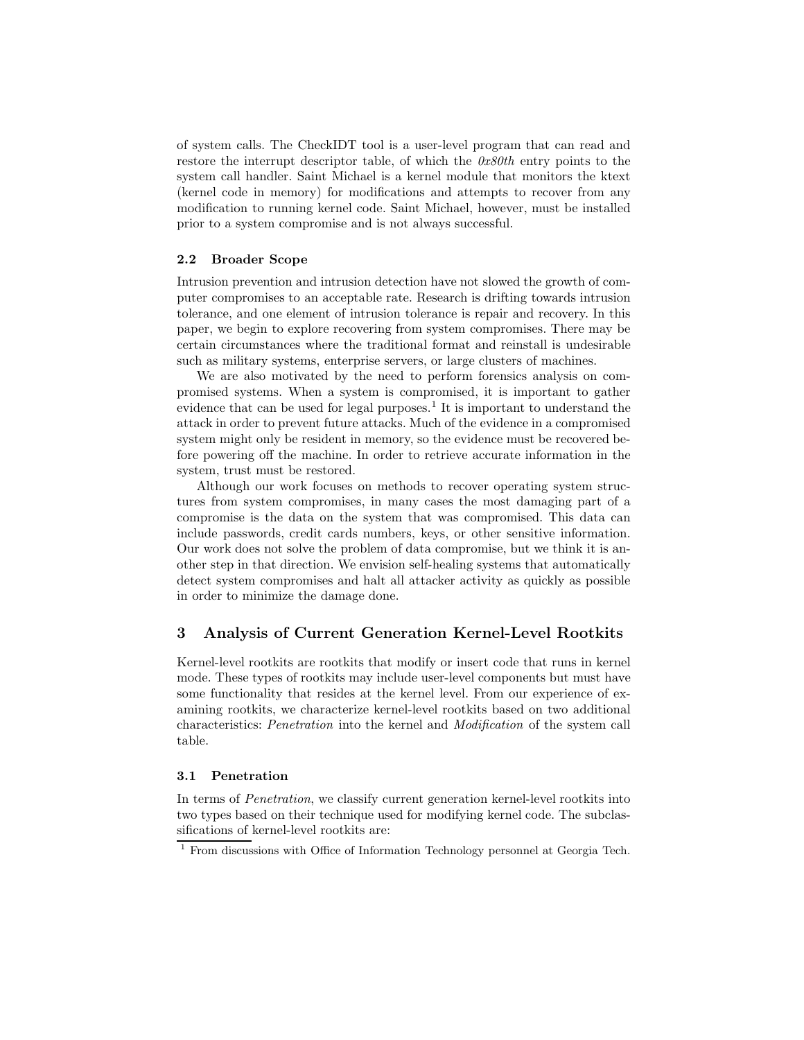of system calls. The CheckIDT tool is a user-level program that can read and restore the interrupt descriptor table, of which the *0x80th* entry points to the system call handler. Saint Michael is a kernel module that monitors the ktext (kernel code in memory) for modifications and attempts to recover from any modification to running kernel code. Saint Michael, however, must be installed prior to a system compromise and is not always successful.

### 2.2 Broader Scope

Intrusion prevention and intrusion detection have not slowed the growth of computer compromises to an acceptable rate. Research is drifting towards intrusion tolerance, and one element of intrusion tolerance is repair and recovery. In this paper, we begin to explore recovering from system compromises. There may be certain circumstances where the traditional format and reinstall is undesirable such as military systems, enterprise servers, or large clusters of machines.

We are also motivated by the need to perform forensics analysis on compromised systems. When a system is compromised, it is important to gather evidence that can be used for legal purposes.[1] It is important to understand the attack in order to prevent future attacks. Much of the evidence in a compromised system might only be resident in memory, so the evidence must be recovered before powering off the machine. In order to retrieve accurate information in the system, trust must be restored.

Although our work focuses on methods to recover operating system structures from system compromises, in many cases the most damaging part of a compromise is the data on the system that was compromised. This data can include passwords, credit cards numbers, keys, or other sensitive information. Our work does not solve the problem of data compromise, but we think it is another step in that direction. We envision self-healing systems that automatically detect system compromises and halt all attacker activity as quickly as possible in order to minimize the damage done.

## 3 Analysis of Current Generation Kernel-Level Rootkits

Kernel-level rootkits are rootkits that modify or insert code that runs in kernel mode. These types of rootkits may include user-level components but must have some functionality that resides at the kernel level. From our experience of examining rootkits, we characterize kernel-level rootkits based on two additional characteristics: *Penetration* into the kernel and *Modification* of the system call table.

### 3.1 Penetration

In terms of *Penetration*, we classify current generation kernel-level rootkits into two types based on their technique used for modifying kernel code. The subclassifications of kernel-level rootkits are:

[1] From discussions with Office of Information Technology personnel at Georgia Tech.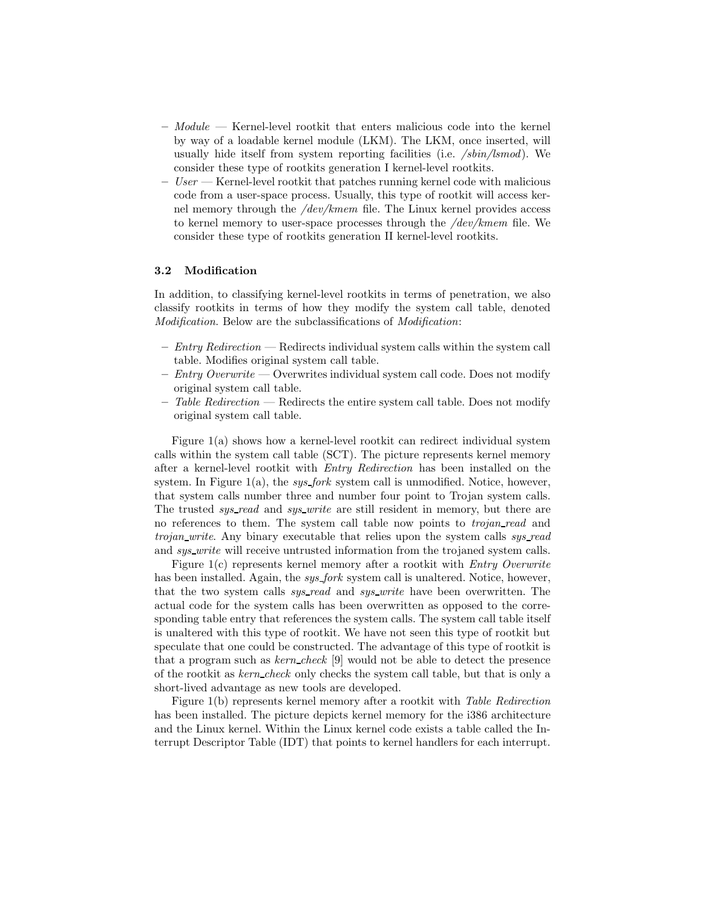- *Module* — Kernel-level rootkit that enters malicious code into the kernel by way of a loadable kernel module (LKM). The LKM, once inserted, will usually hide itself from system reporting facilities (i.e. */sbin/lsmod*). We consider these type of rootkits generation I kernel-level rootkits.
- *User* — Kernel-level rootkit that patches running kernel code with malicious code from a user-space process. Usually, this type of rootkit will access kernel memory through the */dev/kmem* file. The Linux kernel provides access to kernel memory to user-space processes through the */dev/kmem* file. We consider these type of rootkits generation II kernel-level rootkits.

### 3.2 Modification

In addition, to classifying kernel-level rootkits in terms of penetration, we also classify rootkits in terms of how they modify the system call table, denoted *Modification*. Below are the subclassifications of *Modification*:

- *Entry Redirection* — Redirects individual system calls within the system call table. Modifies original system call table.
- *Entry Overwrite* — Overwrites individual system call code. Does not modify original system call table.
- *Table Redirection* — Redirects the entire system call table. Does not modify original system call table.

Figure 1(a) shows how a kernel-level rootkit can redirect individual system calls within the system call table (SCT). The picture represents kernel memory after a kernel-level rootkit with *Entry Redirection* has been installed on the system. In Figure 1(a), the *sys_fork* system call is unmodified. Notice, however, that system calls number three and number four point to Trojan system calls. The trusted *sys_read* and *sys_write* are still resident in memory, but there are no references to them. The system call table now points to *trojan_read* and *trojan_write*. Any binary executable that relies upon the system calls *sys_read* and *sys_write* will receive untrusted information from the trojaned system calls.

Figure 1(c) represents kernel memory after a rootkit with *Entry Overwrite* has been installed. Again, the *sys_fork* system call is unaltered. Notice, however, that the two system calls *sys_read* and *sys_write* have been overwritten. The actual code for the system calls has been overwritten as opposed to the corresponding table entry that references the system calls. The system call table itself is unaltered with this type of rootkit. We have not seen this type of rootkit but speculate that one could be constructed. The advantage of this type of rootkit is that a program such as *kern_check* [9] would not be able to detect the presence of the rootkit as *kern_check* only checks the system call table, but that is only a short-lived advantage as new tools are developed.

Figure 1(b) represents kernel memory after a rootkit with *Table Redirection* has been installed. The picture depicts kernel memory for the i386 architecture and the Linux kernel. Within the Linux kernel code exists a table called the Interrupt Descriptor Table (IDT) that points to kernel handlers for each interrupt.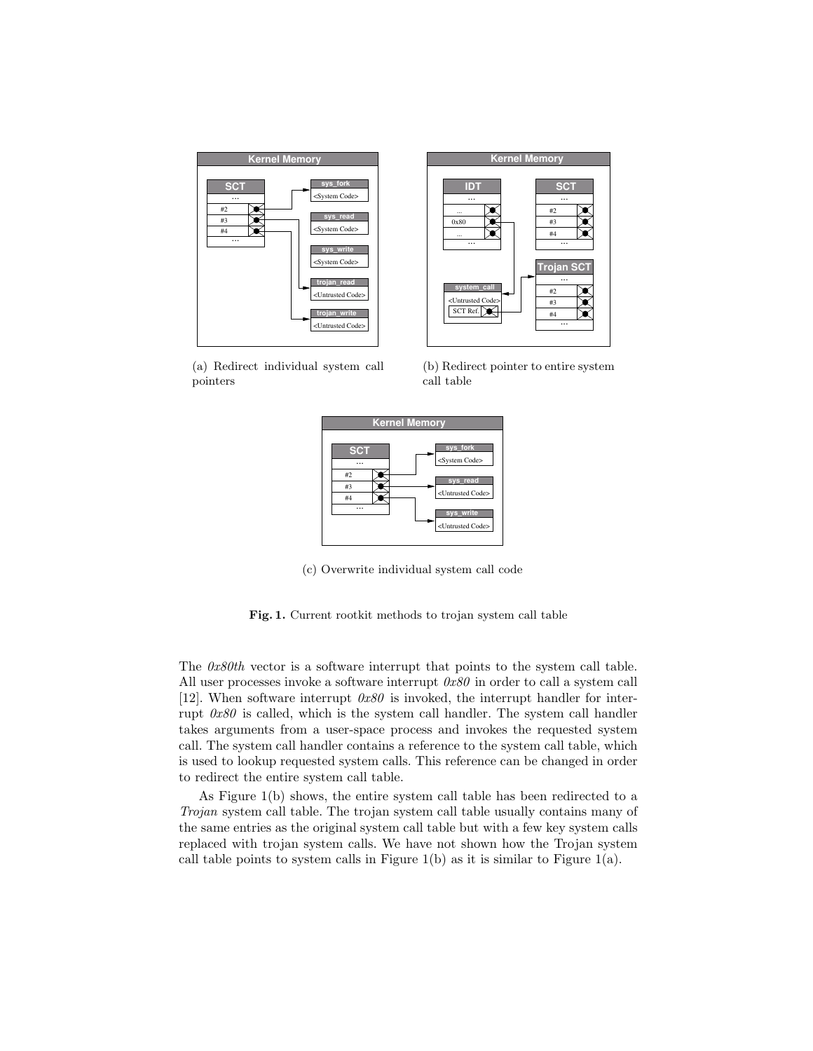(a) Redirect individual system call pointers

(b) Redirect pointer to entire system call table

(c) Overwrite individual system call code

**Fig. 1.** Current rootkit methods to trojan system call table

The *0x80th* vector is a software interrupt that points to the system call table. All user processes invoke a software interrupt *0x80* in order to call a system call [12]. When software interrupt *0x80* is invoked, the interrupt handler for interrupt *0x80* is called, which is the system call handler. The system call handler takes arguments from a user-space process and invokes the requested system call. The system call handler contains a reference to the system call table, which is used to lookup requested system calls. This reference can be changed in order to redirect the entire system call table.

As Figure 1(b) shows, the entire system call table has been redirected to a *Trojan* system call table. The trojan system call table usually contains many of the same entries as the original system call table but with a few key system calls replaced with trojan system calls. We have not shown how the Trojan system call table points to system calls in Figure 1(b) as it is similar to Figure 1(a).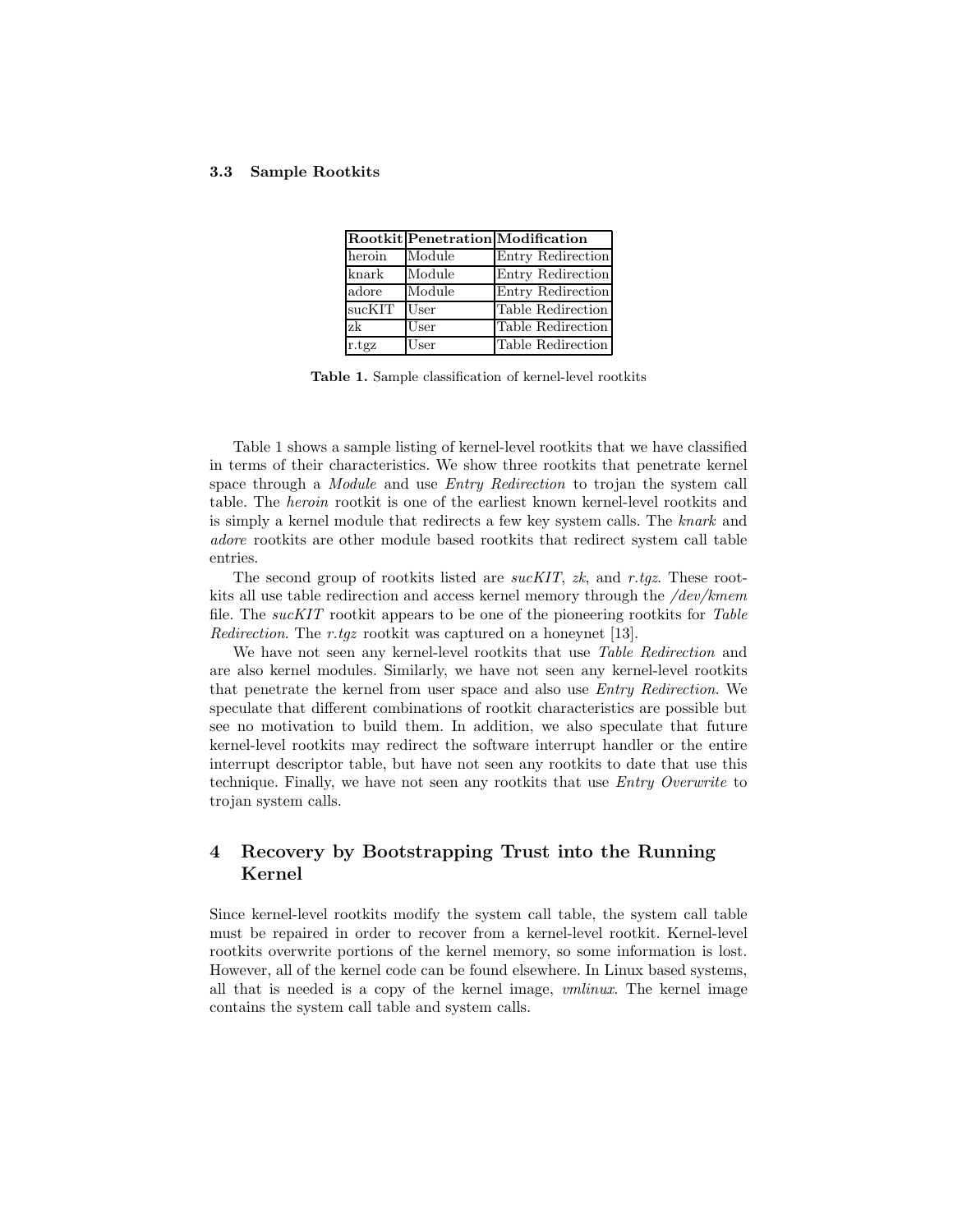### 3.3 Sample Rootkits

| Rootkit | Penetration | Modification |
|---|---|---|
| heroin | Module | Entry Redirection |
| knark | Module | Entry Redirection |
| adore | Module | Entry Redirection |
| sucKIT | User | Table Redirection |
| zk | User | Table Redirection |
| r.tgz | User | Table Redirection |

**Table 1.** Sample classification of kernel-level rootkits

Table 1 shows a sample listing of kernel-level rootkits that we have classified in terms of their characteristics. We show three rootkits that penetrate kernel space through a *Module* and use *Entry Redirection* to trojan the system call table. The *heroin* rootkit is one of the earliest known kernel-level rootkits and is simply a kernel module that redirects a few key system calls. The *knark* and *adore* rootkits are other module based rootkits that redirect system call table entries.

The second group of rootkits listed are *sucKIT*, *zk*, and *r.tgz*. These rootkits all use table redirection and access kernel memory through the */dev/kmem* file. The *sucKIT* rootkit appears to be one of the pioneering rootkits for *Table Redirection*. The *r.tgz* rootkit was captured on a honeynet [13].

We have not seen any kernel-level rootkits that use *Table Redirection* and are also kernel modules. Similarly, we have not seen any kernel-level rootkits that penetrate the kernel from user space and also use *Entry Redirection*. We speculate that different combinations of rootkit characteristics are possible but see no motivation to build them. In addition, we also speculate that future kernel-level rootkits may redirect the software interrupt handler or the entire interrupt descriptor table, but have not seen any rootkits to date that use this technique. Finally, we have not seen any rootkits that use *Entry Overwrite* to trojan system calls.

## 4 Recovery by Bootstrapping Trust into the Running Kernel

Since kernel-level rootkits modify the system call table, the system call table must be repaired in order to recover from a kernel-level rootkit. Kernel-level rootkits overwrite portions of the kernel memory, so some information is lost. However, all of the kernel code can be found elsewhere. In Linux based systems, all that is needed is a copy of the kernel image, *vmlinux*. The kernel image contains the system call table and system calls.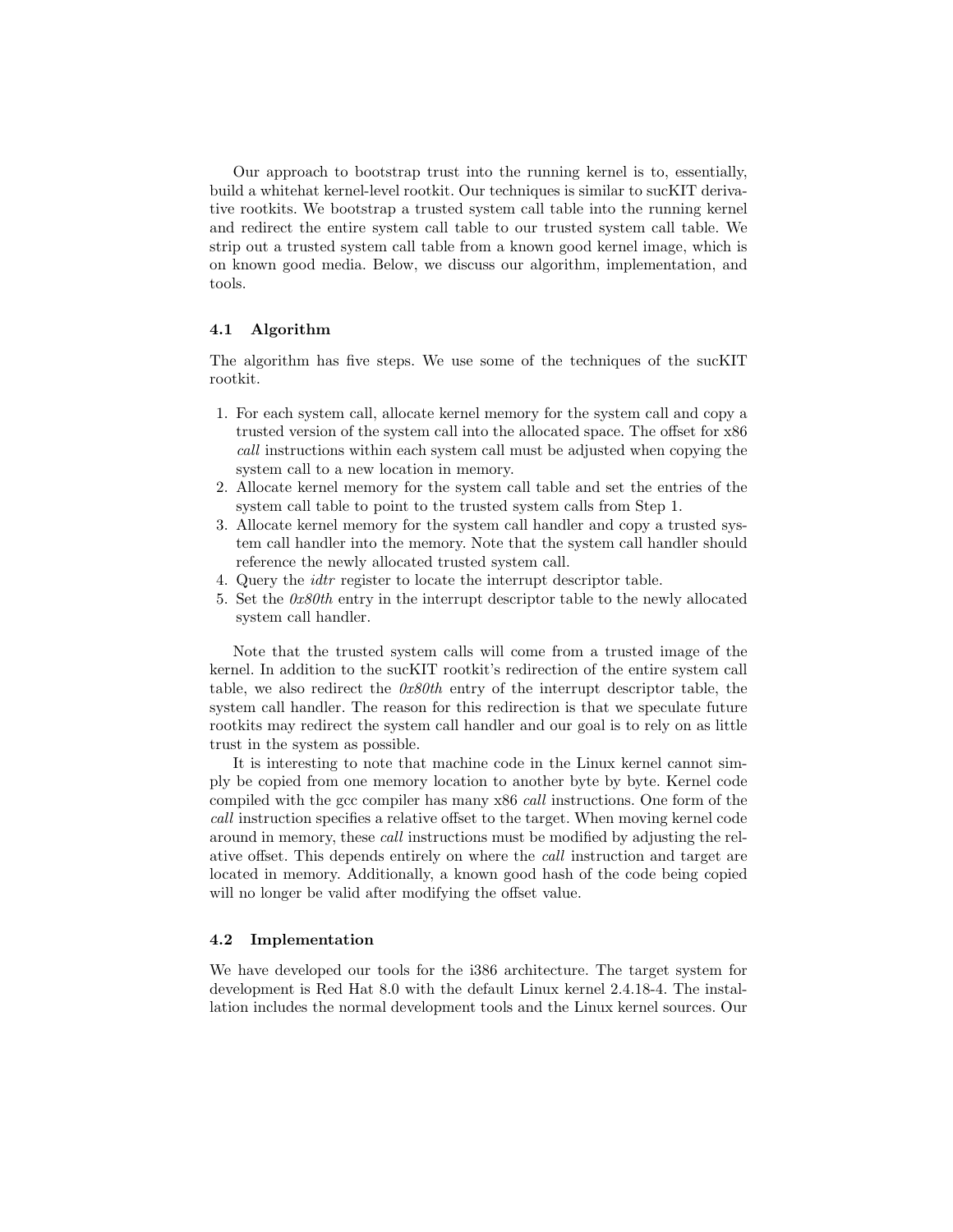Our approach to bootstrap trust into the running kernel is to, essentially, build a whitehat kernel-level rootkit. Our techniques is similar to sucKIT derivative rootkits. We bootstrap a trusted system call table into the running kernel and redirect the entire system call table to our trusted system call table. We strip out a trusted system call table from a known good kernel image, which is on known good media. Below, we discuss our algorithm, implementation, and tools.

### 4.1 Algorithm

The algorithm has five steps. We use some of the techniques of the sucKIT rootkit.

1. For each system call, allocate kernel memory for the system call and copy a trusted version of the system call into the allocated space. The offset for x86 *call* instructions within each system call must be adjusted when copying the system call to a new location in memory.
2. Allocate kernel memory for the system call table and set the entries of the system call table to point to the trusted system calls from Step 1.
3. Allocate kernel memory for the system call handler and copy a trusted system call handler into the memory. Note that the system call handler should reference the newly allocated trusted system call.
4. Query the *idtr* register to locate the interrupt descriptor table.
5. Set the *0x80th* entry in the interrupt descriptor table to the newly allocated system call handler.

Note that the trusted system calls will come from a trusted image of the kernel. In addition to the sucKIT rootkit's redirection of the entire system call table, we also redirect the *0x80th* entry of the interrupt descriptor table, the system call handler. The reason for this redirection is that we speculate future rootkits may redirect the system call handler and our goal is to rely on as little trust in the system as possible.

It is interesting to note that machine code in the Linux kernel cannot simply be copied from one memory location to another byte by byte. Kernel code compiled with the gcc compiler has many x86 *call* instructions. One form of the *call* instruction specifies a relative offset to the target. When moving kernel code around in memory, these *call* instructions must be modified by adjusting the relative offset. This depends entirely on where the *call* instruction and target are located in memory. Additionally, a known good hash of the code being copied will no longer be valid after modifying the offset value.

### 4.2 Implementation

We have developed our tools for the i386 architecture. The target system for development is Red Hat 8.0 with the default Linux kernel 2.4.18-4. The installation includes the normal development tools and the Linux kernel sources. Our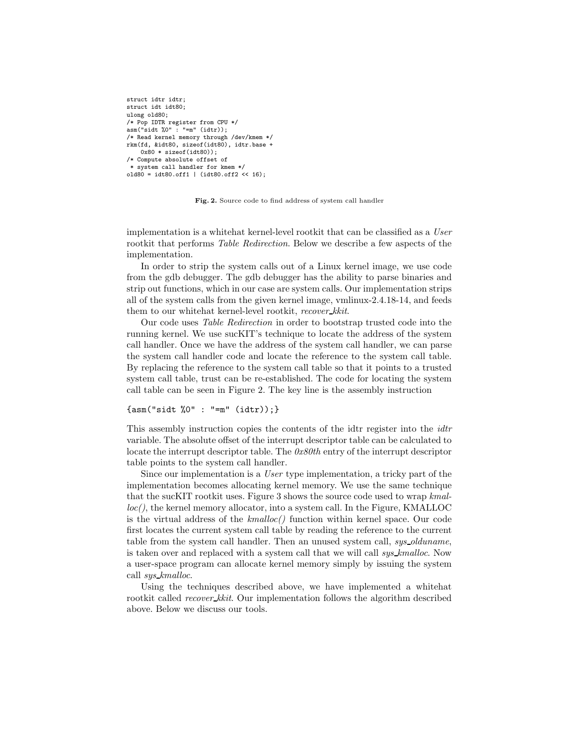```
struct idtr idtr;
struct idt idt80;
ulong old80;
/* Pop IDTR register from CPU */
asm("sidt %0" : "=m" (idtr));
/* Read kernel memory through /dev/kmem */
rkm(fd, &idt80, sizeof(idt80), idtr.base +
    0x80 * sizeof(idt80));
/* Compute absolute offset of
 * system call handler for kmem */
old80 = idt80.off1 | (idt80.off2 << 16);
```

**Fig. 2.** Source code to find address of system call handler

implementation is a whitehat kernel-level rootkit that can be classified as a *User* rootkit that performs *Table Redirection*. Below we describe a few aspects of the implementation.

In order to strip the system calls out of a Linux kernel image, we use code from the gdb debugger. The gdb debugger has the ability to parse binaries and strip out functions, which in our case are system calls. Our implementation strips all of the system calls from the given kernel image, vmlinux-2.4.18-14, and feeds them to our whitehat kernel-level rootkit, *recover_kkit*.

Our code uses *Table Redirection* in order to bootstrap trusted code into the running kernel. We use sucKIT's technique to locate the address of the system call handler. Once we have the address of the system call handler, we can parse the system call handler code and locate the reference to the system call table. By replacing the reference to the system call table so that it points to a trusted system call table, trust can be re-established. The code for locating the system call table can be seen in Figure 2. The key line is the assembly instruction

```
{asm("sidt %0" : "=m" (idtr));}
```

This assembly instruction copies the contents of the idtr register into the *idtr* variable. The absolute offset of the interrupt descriptor table can be calculated to locate the interrupt descriptor table. The *0x80th* entry of the interrupt descriptor table points to the system call handler.

Since our implementation is a *User* type implementation, a tricky part of the implementation becomes allocating kernel memory. We use the same technique that the sucKIT rootkit uses. Figure 3 shows the source code used to wrap *kmalloc()*, the kernel memory allocator, into a system call. In the Figure, KMALLOC is the virtual address of the *kmalloc()* function within kernel space. Our code first locates the current system call table by reading the reference to the current table from the system call handler. Then an unused system call, *sys_olduname*, is taken over and replaced with a system call that we will call *sys_kmalloc*. Now a user-space program can allocate kernel memory simply by issuing the system call *sys_kmalloc*.

Using the techniques described above, we have implemented a whitehat rootkit called *recover_kkit*. Our implementation follows the algorithm described above. Below we discuss our tools.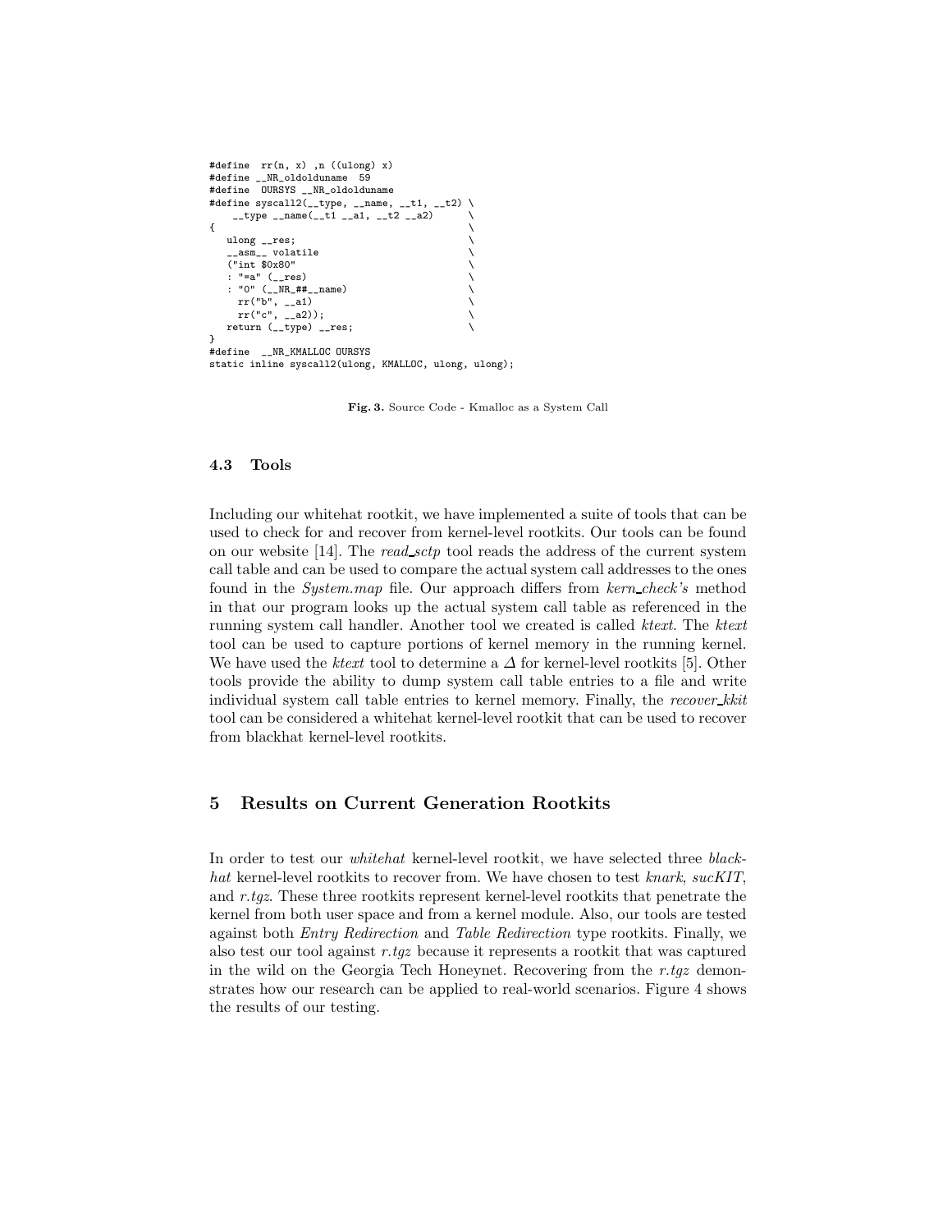```
#define  rr(n, x) ,n ((ulong) x)
#define __NR_oldolduname  59
#define  OURSYS __NR_oldolduname
#define syscall2(__type, __name, __t1, __t2) \
    __type __name(__t1 __a1, __t2 __a2)      \
{                                            \
   ulong __res;                              \
   __asm__ volatile                          \
   ("int $0x80"                              \
   : "=a" (__res)                            \
   : "0" (__NR_##__name)                     \
     rr("b", __a1)                           \
     rr("c", __a2));                         \
   return (__type) __res;                    \
}
#define  __NR_KMALLOC OURSYS
static inline syscall2(ulong, KMALLOC, ulong, ulong);
```

**Fig. 3.** Source Code - Kmalloc as a System Call

### 4.3 Tools

Including our whitehat rootkit, we have implemented a suite of tools that can be used to check for and recover from kernel-level rootkits. Our tools can be found on our website [14]. The *read_sctp* tool reads the address of the current system call table and can be used to compare the actual system call addresses to the ones found in the *System.map* file. Our approach differs from *kern_check's* method in that our program looks up the actual system call table as referenced in the running system call handler. Another tool we created is called *ktext*. The *ktext* tool can be used to capture portions of kernel memory in the running kernel. We have used the *ktext* tool to determine a $\Delta$ for kernel-level rootkits [5]. Other tools provide the ability to dump system call table entries to a file and write individual system call table entries to kernel memory. Finally, the *recover_kkit* tool can be considered a whitehat kernel-level rootkit that can be used to recover from blackhat kernel-level rootkits.

## 5 Results on Current Generation Rootkits

In order to test our *whitehat* kernel-level rootkit, we have selected three *blackhat* kernel-level rootkits to recover from. We have chosen to test *knark*, *sucKIT*, and *r.tgz*. These three rootkits represent kernel-level rootkits that penetrate the kernel from both user space and from a kernel module. Also, our tools are tested against both *Entry Redirection* and *Table Redirection* type rootkits. Finally, we also test our tool against *r.tgz* because it represents a rootkit that was captured in the wild on the Georgia Tech Honeynet. Recovering from the *r.tgz* demonstrates how our research can be applied to real-world scenarios. Figure 4 shows the results of our testing.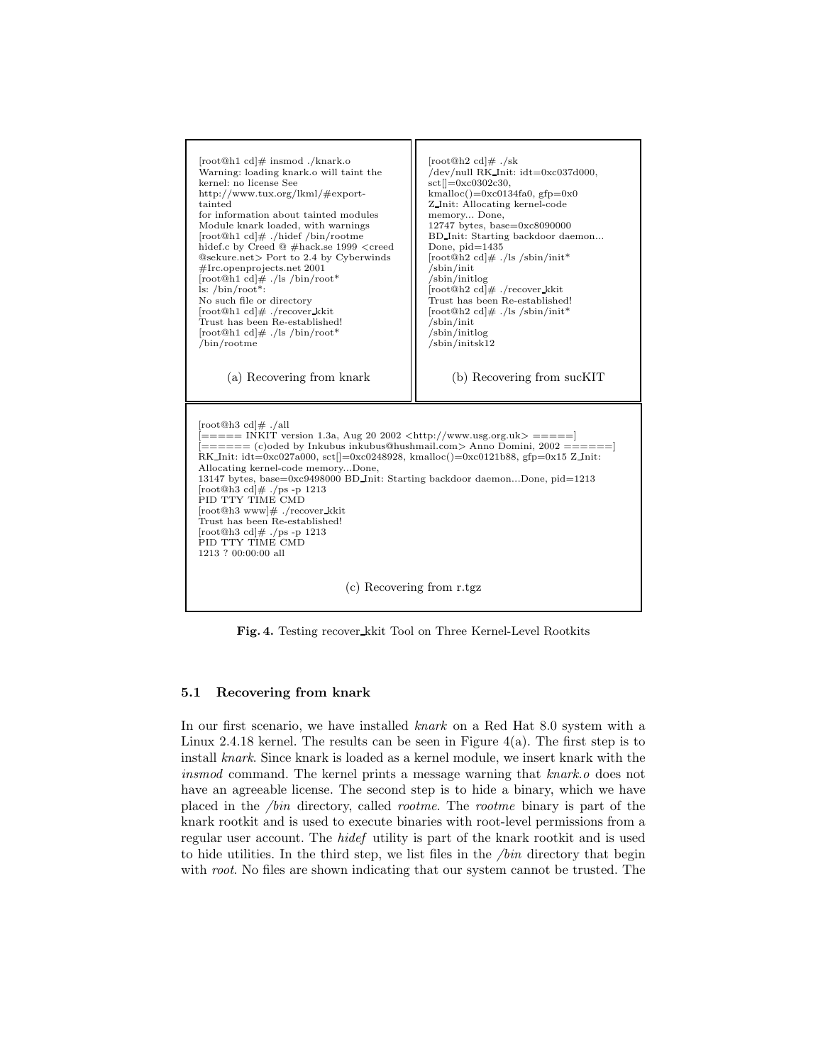```
[root@h1 cd]# insmod ./knark.o
Warning: loading knark.o will taint the
kernel: no license See
http://www.tux.org/lkml/#export-
tainted
for information about tainted modules
Module knark loaded, with warnings
[root@h1 cd]# ./hidef /bin/rootme
hidef.c by Creed @ #hack.se 1999 <creed
@sekure.net> Port to 2.4 by Cyberwinds
#Irc.openprojects.net 2001
[root@h1 cd]# ./ls /bin/root*
ls: /bin/root*:
No such file or directory
[root@h1 cd]# ./recover_kkit
Trust has been Re-established!
[root@h1 cd]# ./ls /bin/root*
/bin/rootme
```

(a) Recovering from knark

```
[root@h2 cd]# ./sk
/dev/null RK_Init: idt=0xc037d000,
sct[]=0xc0302c30,
kmalloc()=0xc0134fa0, gfp=0x0
Z_Init: Allocating kernel-code
memory... Done,
12747 bytes, base=0xc8090000
BD_Init: Starting backdoor daemon...
Done, pid=1435
[root@h2 cd]# ./ls /sbin/init*
/sbin/init
/sbin/initlog
[root@h2 cd]# ./recover_kkit
Trust has been Re-established!
[root@h2 cd]# ./ls /sbin/init*
/sbin/init
/sbin/initlog
/sbin/initsk12
```

(b) Recovering from sucKIT

```
[root@h3 cd]# ./all
[===== INKIT version 1.3a, Aug 20 2002 <http://www.usg.org.uk> =====]
[====== (c)oded by Inkubus inkubus@hushmail.com> Anno Domini, 2002 ======]
RK_Init: idt=0xc027a000, sct[]=0xc0248928, kmalloc()=0xc0121b88, gfp=0x15 Z_Init:
Allocating kernel-code memory...Done,
13147 bytes, base=0xc9498000 BD_Init: Starting backdoor daemon...Done, pid=1213
[root@h3 cd]# ./ps -p 1213
PID TTY TIME CMD
[root@h3 www]# ./recover_kkit
Trust has been Re-established!
[root@h3 cd]# ./ps -p 1213
PID TTY TIME CMD
1213 ? 00:00:00 all
```

(c) Recovering from r.tgz

**Fig. 4.** Testing recover_kkit Tool on Three Kernel-Level Rootkits

### 5.1 Recovering from knark

In our first scenario, we have installed *knark* on a Red Hat 8.0 system with a Linux 2.4.18 kernel. The results can be seen in Figure 4(a). The first step is to install *knark*. Since knark is loaded as a kernel module, we insert knark with the *insmod* command. The kernel prints a message warning that *knark.o* does not have an agreeable license. The second step is to hide a binary, which we have placed in the */bin* directory, called *rootme*. The *rootme* binary is part of the knark rootkit and is used to execute binaries with root-level permissions from a regular user account. The *hidef* utility is part of the knark rootkit and is used to hide utilities. In the third step, we list files in the */bin* directory that begin with *root*. No files are shown indicating that our system cannot be trusted. The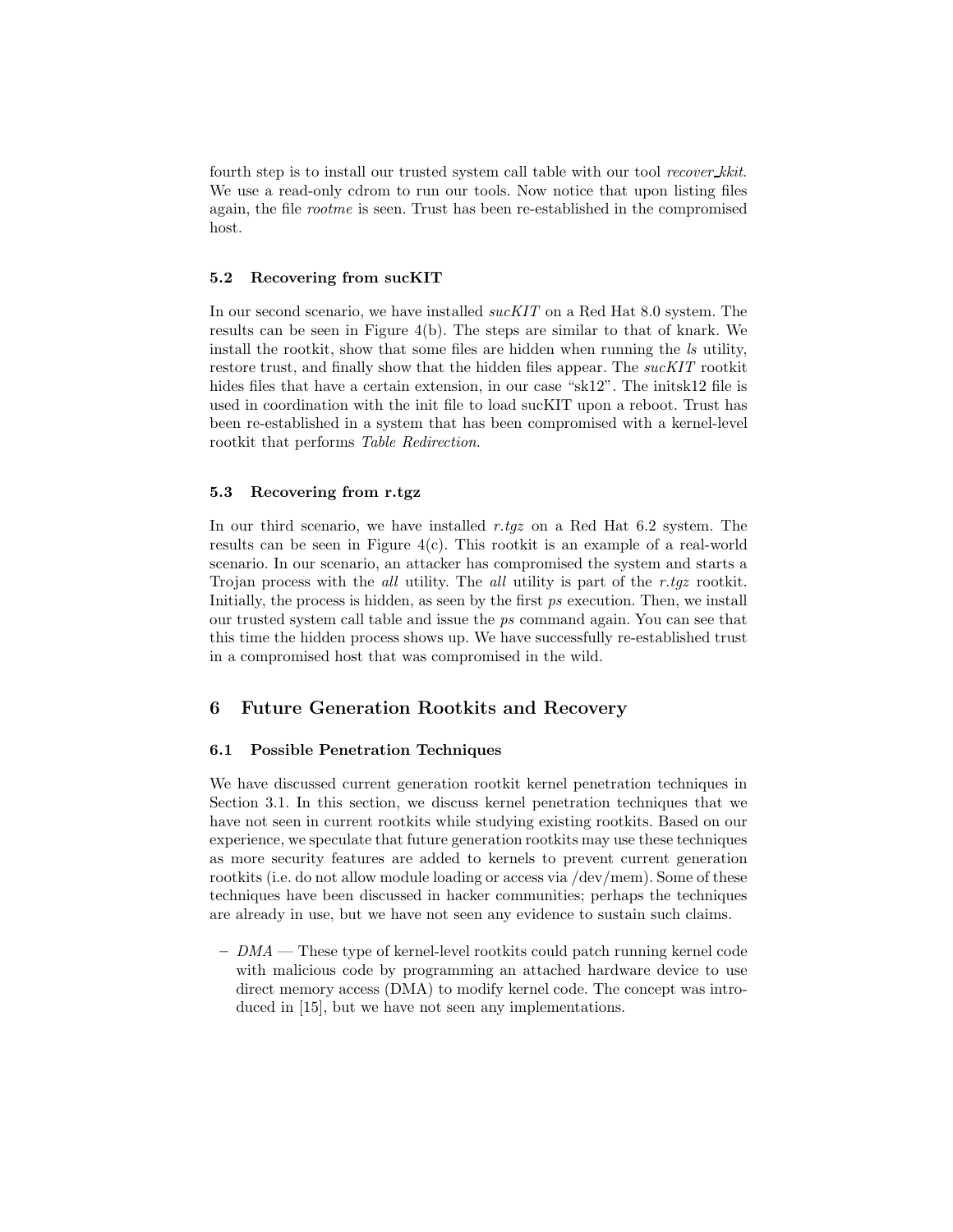fourth step is to install our trusted system call table with our tool *recover_kkit*. We use a read-only cdrom to run our tools. Now notice that upon listing files again, the file *rootme* is seen. Trust has been re-established in the compromised host.

### 5.2 Recovering from sucKIT

In our second scenario, we have installed *sucKIT* on a Red Hat 8.0 system. The results can be seen in Figure 4(b). The steps are similar to that of knark. We install the rootkit, show that some files are hidden when running the *ls* utility, restore trust, and finally show that the hidden files appear. The *sucKIT* rootkit hides files that have a certain extension, in our case "sk12". The initsk12 file is used in coordination with the init file to load sucKIT upon a reboot. Trust has been re-established in a system that has been compromised with a kernel-level rootkit that performs *Table Redirection*.

### 5.3 Recovering from r.tgz

In our third scenario, we have installed *r.tgz* on a Red Hat 6.2 system. The results can be seen in Figure 4(c). This rootkit is an example of a real-world scenario. In our scenario, an attacker has compromised the system and starts a Trojan process with the *all* utility. The *all* utility is part of the *r.tgz* rootkit. Initially, the process is hidden, as seen by the first *ps* execution. Then, we install our trusted system call table and issue the *ps* command again. You can see that this time the hidden process shows up. We have successfully re-established trust in a compromised host that was compromised in the wild.

## 6 Future Generation Rootkits and Recovery

### 6.1 Possible Penetration Techniques

We have discussed current generation rootkit kernel penetration techniques in Section 3.1. In this section, we discuss kernel penetration techniques that we have not seen in current rootkits while studying existing rootkits. Based on our experience, we speculate that future generation rootkits may use these techniques as more security features are added to kernels to prevent current generation rootkits (i.e. do not allow module loading or access via /dev/mem). Some of these techniques have been discussed in hacker communities; perhaps the techniques are already in use, but we have not seen any evidence to sustain such claims.

- *DMA* — These type of kernel-level rootkits could patch running kernel code with malicious code by programming an attached hardware device to use direct memory access (DMA) to modify kernel code. The concept was introduced in [15], but we have not seen any implementations.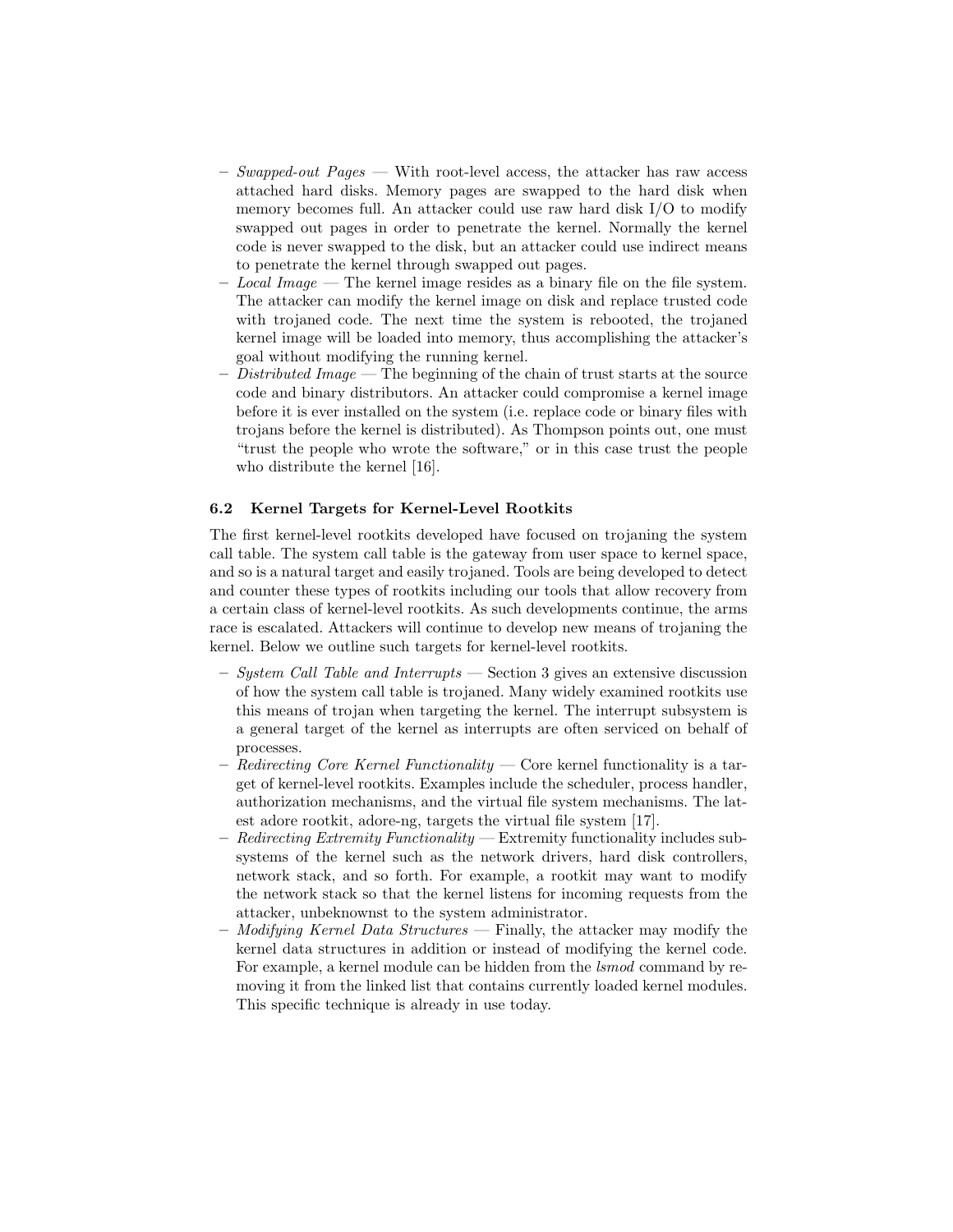- *Swapped-out Pages* — With root-level access, the attacker has raw access attached hard disks. Memory pages are swapped to the hard disk when memory becomes full. An attacker could use raw hard disk I/O to modify swapped out pages in order to penetrate the kernel. Normally the kernel code is never swapped to the disk, but an attacker could use indirect means to penetrate the kernel through swapped out pages.
- *Local Image* — The kernel image resides as a binary file on the file system. The attacker can modify the kernel image on disk and replace trusted code with trojaned code. The next time the system is rebooted, the trojaned kernel image will be loaded into memory, thus accomplishing the attacker's goal without modifying the running kernel.
- *Distributed Image* — The beginning of the chain of trust starts at the source code and binary distributors. An attacker could compromise a kernel image before it is ever installed on the system (i.e. replace code or binary files with trojans before the kernel is distributed). As Thompson points out, one must "trust the people who wrote the software," or in this case trust the people who distribute the kernel [16].

### 6.2 Kernel Targets for Kernel-Level Rootkits

The first kernel-level rootkits developed have focused on trojaning the system call table. The system call table is the gateway from user space to kernel space, and so is a natural target and easily trojaned. Tools are being developed to detect and counter these types of rootkits including our tools that allow recovery from a certain class of kernel-level rootkits. As such developments continue, the arms race is escalated. Attackers will continue to develop new means of trojaning the kernel. Below we outline such targets for kernel-level rootkits.

- *System Call Table and Interrupts* — Section 3 gives an extensive discussion of how the system call table is trojaned. Many widely examined rootkits use this means of trojan when targeting the kernel. The interrupt subsystem is a general target of the kernel as interrupts are often serviced on behalf of processes.
- *Redirecting Core Kernel Functionality* — Core kernel functionality is a target of kernel-level rootkits. Examples include the scheduler, process handler, authorization mechanisms, and the virtual file system mechanisms. The latest adore rootkit, adore-ng, targets the virtual file system [17].
- *Redirecting Extremity Functionality* — Extremity functionality includes subsystems of the kernel such as the network drivers, hard disk controllers, network stack, and so forth. For example, a rootkit may want to modify the network stack so that the kernel listens for incoming requests from the attacker, unbeknownst to the system administrator.
- *Modifying Kernel Data Structures* — Finally, the attacker may modify the kernel data structures in addition or instead of modifying the kernel code. For example, a kernel module can be hidden from the *lsmod* command by removing it from the linked list that contains currently loaded kernel modules. This specific technique is already in use today.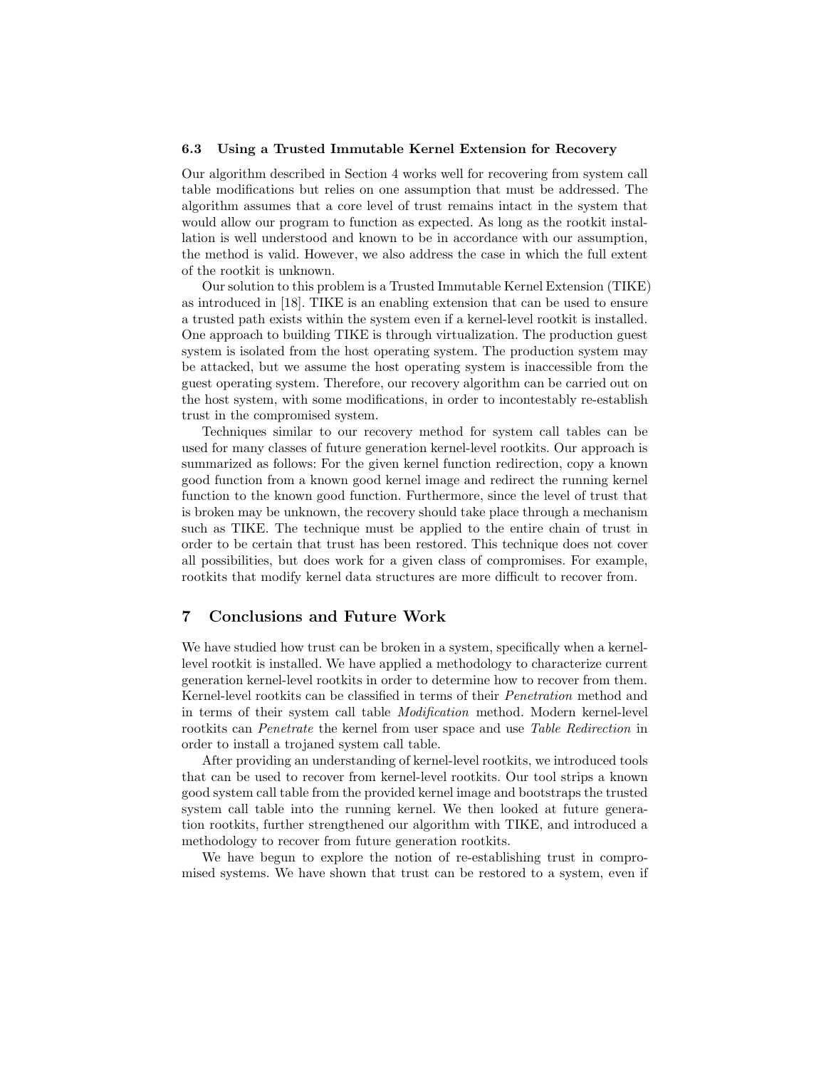### 6.3 Using a Trusted Immutable Kernel Extension for Recovery

Our algorithm described in Section 4 works well for recovering from system call table modifications but relies on one assumption that must be addressed. The algorithm assumes that a core level of trust remains intact in the system that would allow our program to function as expected. As long as the rootkit installation is well understood and known to be in accordance with our assumption, the method is valid. However, we also address the case in which the full extent of the rootkit is unknown.

Our solution to this problem is a Trusted Immutable Kernel Extension (TIKE) as introduced in [18]. TIKE is an enabling extension that can be used to ensure a trusted path exists within the system even if a kernel-level rootkit is installed. One approach to building TIKE is through virtualization. The production guest system is isolated from the host operating system. The production system may be attacked, but we assume the host operating system is inaccessible from the guest operating system. Therefore, our recovery algorithm can be carried out on the host system, with some modifications, in order to incontestably re-establish trust in the compromised system.

Techniques similar to our recovery method for system call tables can be used for many classes of future generation kernel-level rootkits. Our approach is summarized as follows: For the given kernel function redirection, copy a known good function from a known good kernel image and redirect the running kernel function to the known good function. Furthermore, since the level of trust that is broken may be unknown, the recovery should take place through a mechanism such as TIKE. The technique must be applied to the entire chain of trust in order to be certain that trust has been restored. This technique does not cover all possibilities, but does work for a given class of compromises. For example, rootkits that modify kernel data structures are more difficult to recover from.

## 7 Conclusions and Future Work

We have studied how trust can be broken in a system, specifically when a kernel-level rootkit is installed. We have applied a methodology to characterize current generation kernel-level rootkits in order to determine how to recover from them. Kernel-level rootkits can be classified in terms of their *Penetration* method and in terms of their system call table *Modification* method. Modern kernel-level rootkits can *Penetrate* the kernel from user space and use *Table Redirection* in order to install a trojaned system call table.

After providing an understanding of kernel-level rootkits, we introduced tools that can be used to recover from kernel-level rootkits. Our tool strips a known good system call table from the provided kernel image and bootstraps the trusted system call table into the running kernel. We then looked at future generation rootkits, further strengthened our algorithm with TIKE, and introduced a methodology to recover from future generation rootkits.

We have begun to explore the notion of re-establishing trust in compromised systems. We have shown that trust can be restored to a system, even if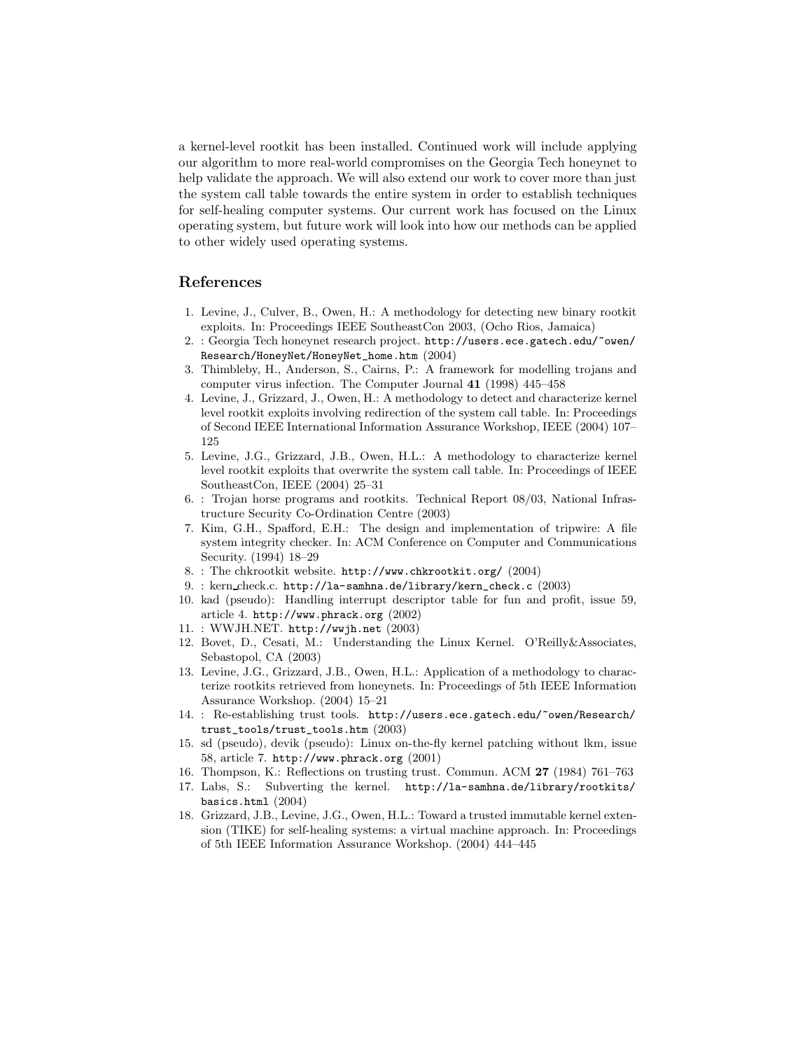a kernel-level rootkit has been installed. Continued work will include applying our algorithm to more real-world compromises on the Georgia Tech honeynet to help validate the approach. We will also extend our work to cover more than just the system call table towards the entire system in order to establish techniques for self-healing computer systems. Our current work has focused on the Linux operating system, but future work will look into how our methods can be applied to other widely used operating systems.

## References

1. Levine, J., Culver, B., Owen, H.: A methodology for detecting new binary rootkit exploits. In: Proceedings IEEE SoutheastCon 2003, (Ocho Rios, Jamaica)
2. : Georgia Tech honeynet research project. http://users.ece.gatech.edu/~owen/Research/HoneyNet/HoneyNet_home.htm (2004)
3. Thimbleby, H., Anderson, S., Cairns, P.: A framework for modelling trojans and computer virus infection. The Computer Journal **41** (1998) 445–458
4. Levine, J., Grizzard, J., Owen, H.: A methodology to detect and characterize kernel level rootkit exploits involving redirection of the system call table. In: Proceedings of Second IEEE International Information Assurance Workshop, IEEE (2004) 107–125
5. Levine, J.G., Grizzard, J.B., Owen, H.L.: A methodology to characterize kernel level rootkit exploits that overwrite the system call table. In: Proceedings of IEEE SoutheastCon, IEEE (2004) 25–31
6. : Trojan horse programs and rootkits. Technical Report 08/03, National Infrastructure Security Co-Ordination Centre (2003)
7. Kim, G.H., Spafford, E.H.: The design and implementation of tripwire: A file system integrity checker. In: ACM Conference on Computer and Communications Security. (1994) 18–29
8. : The chkrootkit website. http://www.chkrootkit.org/ (2004)
9. : kern_check.c. http://la-samhna.de/library/kern_check.c (2003)
10. kad (pseudo): Handling interrupt descriptor table for fun and profit, issue 59, article 4. http://www.phrack.org (2002)
11. : WWJH.NET. http://wwjh.net (2003)
12. Bovet, D., Cesati, M.: Understanding the Linux Kernel. O'Reilly&Associates, Sebastopol, CA (2003)
13. Levine, J.G., Grizzard, J.B., Owen, H.L.: Application of a methodology to characterize rootkits retrieved from honeynets. In: Proceedings of 5th IEEE Information Assurance Workshop. (2004) 15–21
14. : Re-establishing trust tools. http://users.ece.gatech.edu/~owen/Research/trust_tools/trust_tools.htm (2003)
15. sd (pseudo), devik (pseudo): Linux on-the-fly kernel patching without lkm, issue 58, article 7. http://www.phrack.org (2001)
16. Thompson, K.: Reflections on trusting trust. Commun. ACM **27** (1984) 761–763
17. Labs, S.: Subverting the kernel. http://la-samhna.de/library/rootkits/basics.html (2004)
18. Grizzard, J.B., Levine, J.G., Owen, H.L.: Toward a trusted immutable kernel extension (TIKE) for self-healing systems: a virtual machine approach. In: Proceedings of 5th IEEE Information Assurance Workshop. (2004) 444–445